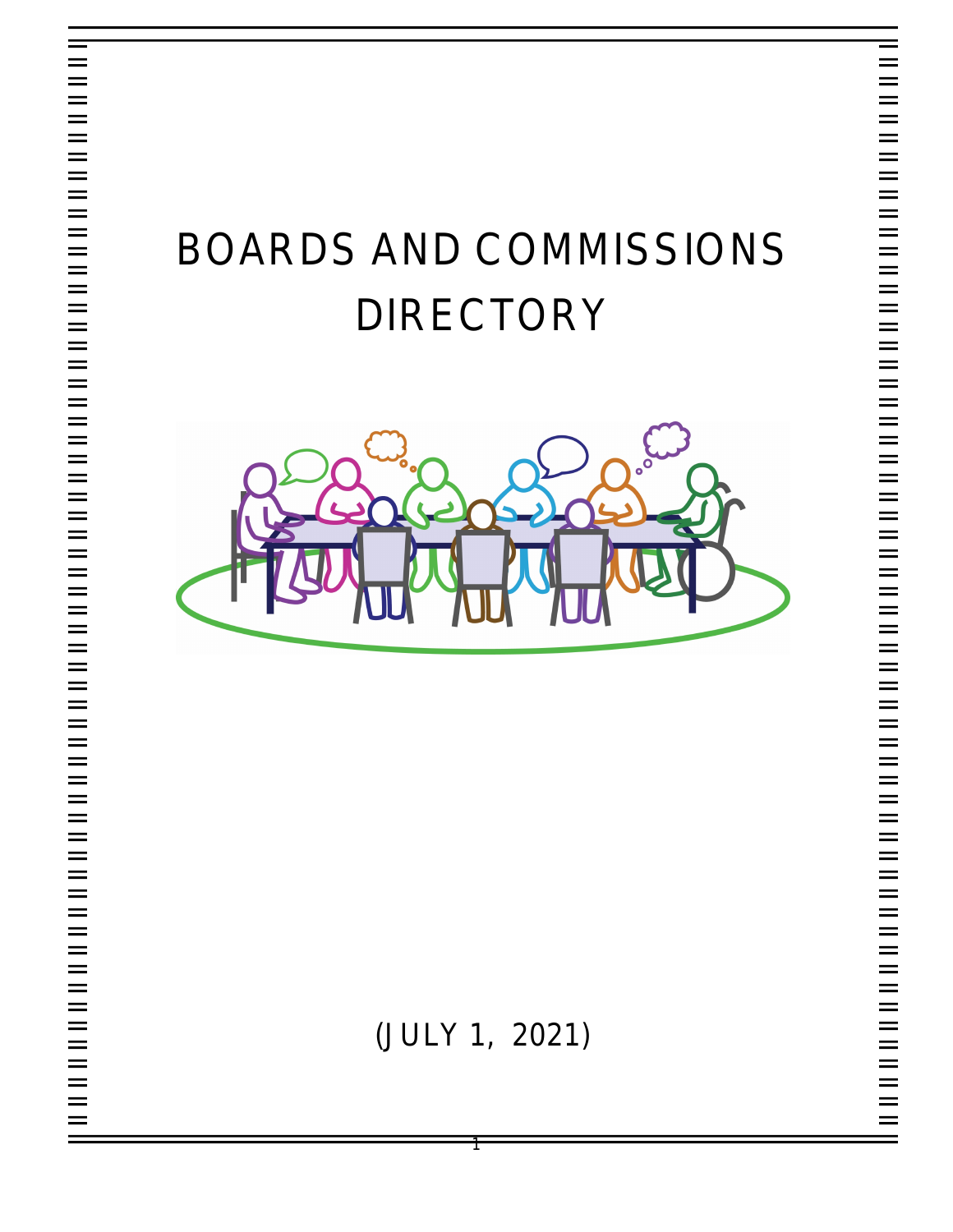# BOARDS AND COMMISSIONS DIRECTORY

(JULY 1, 2021)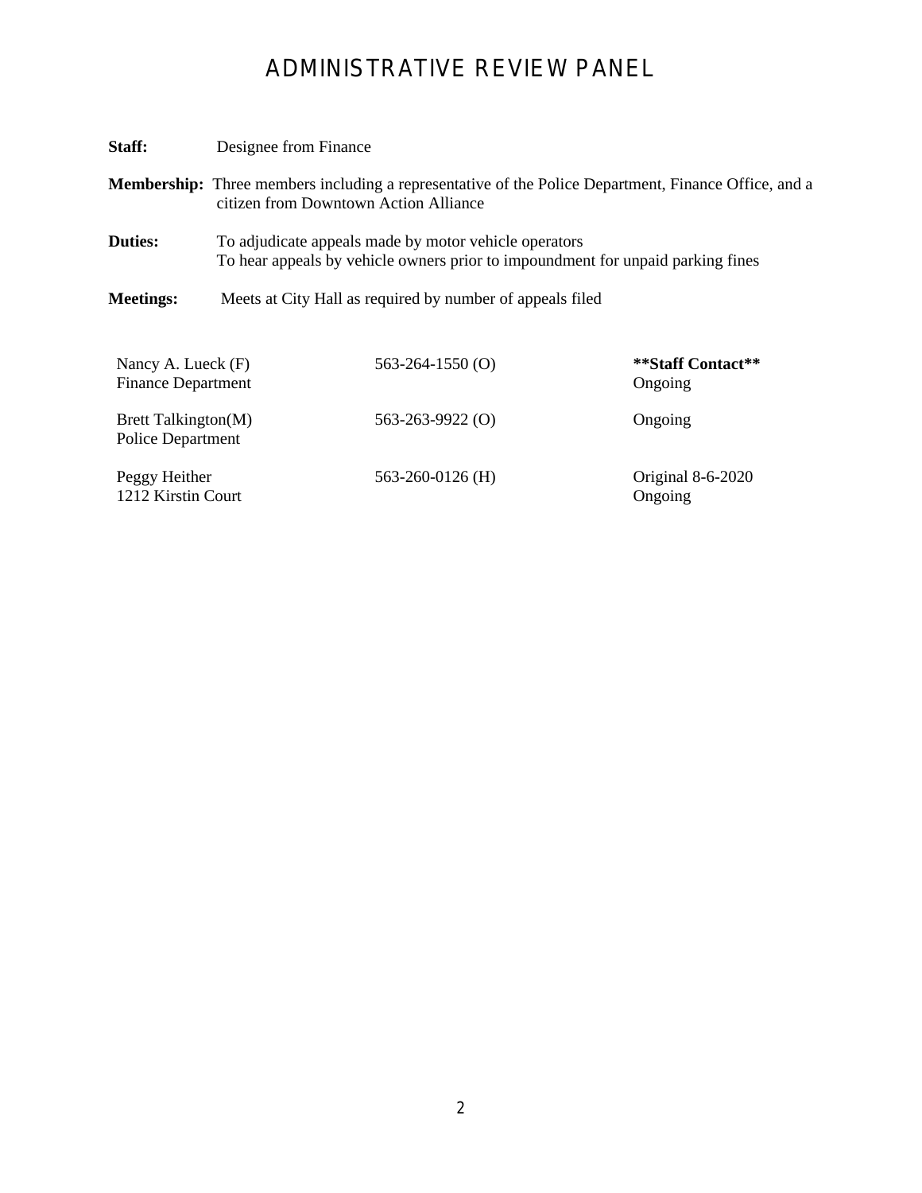# ADMINISTRATIVE REVIEW PANEL

**Staff:** Designee from Finance

**Membership:** Three members including a representative of the Police Department, Finance Office, and a citizen from Downtown Action Alliance

**Duties:** To adjudicate appeals made by motor vehicle operators
To hear appeals by vehicle owners prior to impoundment for unpaid parking fines

**Meetings:** Meets at City Hall as required by number of appeals filed

| | | |
|---|---|---|
| Nancy A. Lueck (F)<br>Finance Department | 563-264-1550 (O) | **\*\*Staff Contact\*\***<br>Ongoing |
| Brett Talkington(M)<br>Police Department | 563-263-9922 (O) | Ongoing |
| Peggy Heither<br>1212 Kirstin Court | 563-260-0126 (H) | Original 8-6-2020<br>Ongoing |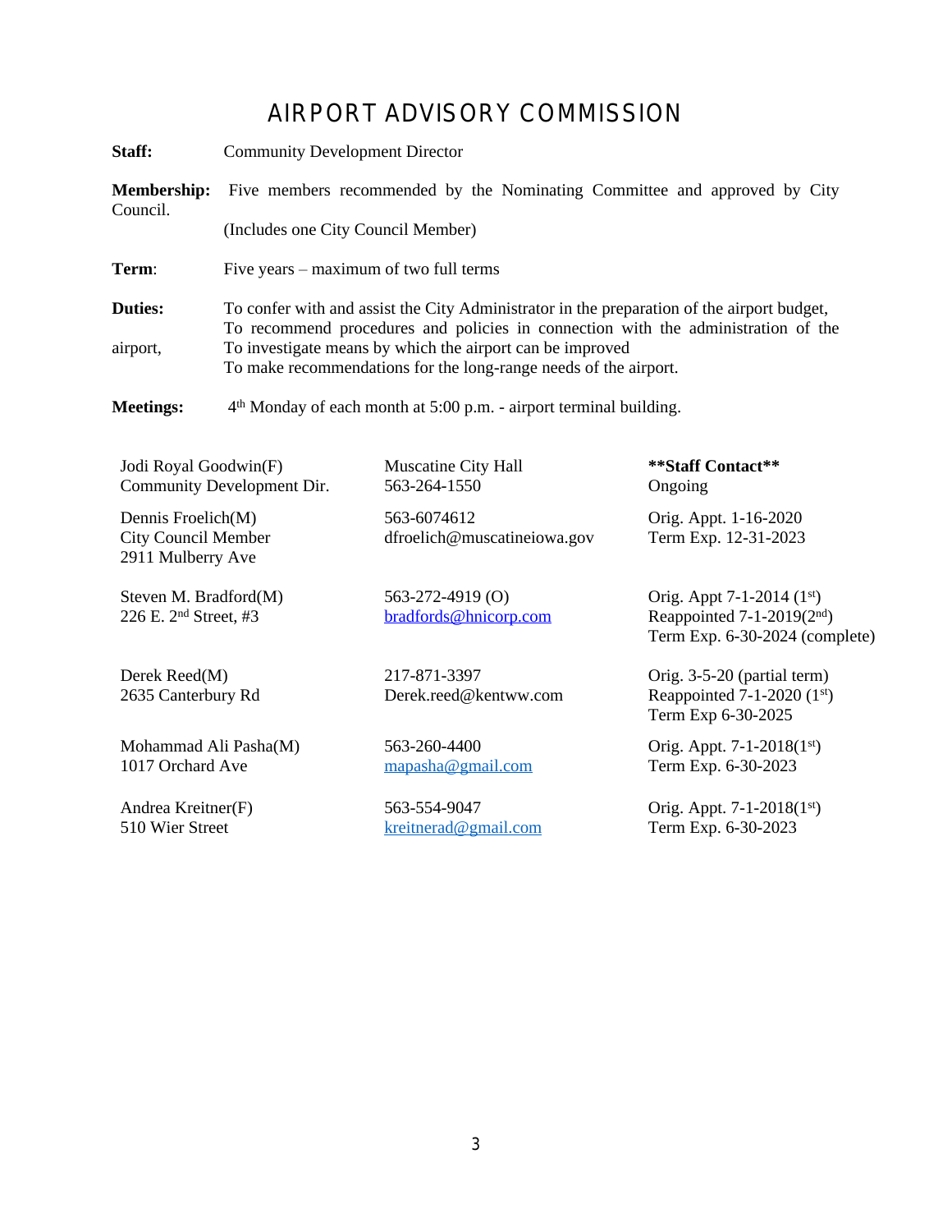# AIRPORT ADVISORY COMMISSION

**Staff:** Community Development Director

**Membership:** Five members recommended by the Nominating Committee and approved by City Council.

(Includes one City Council Member)

**Term:** Five years – maximum of two full terms

**Duties:**
To confer with and assist the City Administrator in the preparation of the airport budget,
To recommend procedures and policies in connection with the administration of the airport,
To investigate means by which the airport can be improved
To make recommendations for the long-range needs of the airport.

**Meetings:** 4th Monday of each month at 5:00 p.m. - airport terminal building.

| | | |
|---|---|---|
| Jodi Royal Goodwin(F)<br>Community Development Dir. | Muscatine City Hall<br>563-264-1550 | **\*\*Staff Contact\*\***<br>Ongoing |
| Dennis Froelich(M)<br>City Council Member<br>2911 Mulberry Ave | 563-6074612<br>dfroelich@muscatineiowa.gov | Orig. Appt. 1-16-2020<br>Term Exp. 12-31-2023 |
| Steven M. Bradford(M)<br>226 E. 2nd Street, #3 | 563-272-4919 (O)<br>bradfords@hnicorp.com | Orig. Appt 7-1-2014 (1st)<br>Reappointed 7-1-2019(2nd)<br>Term Exp. 6-30-2024 (complete) |
| Derek Reed(M)<br>2635 Canterbury Rd | 217-871-3397<br>Derek.reed@kentww.com | Orig. 3-5-20 (partial term)<br>Reappointed 7-1-2020 (1st)<br>Term Exp 6-30-2025 |
| Mohammad Ali Pasha(M)<br>1017 Orchard Ave | 563-260-4400<br>mapasha@gmail.com | Orig. Appt. 7-1-2018(1st)<br>Term Exp. 6-30-2023 |
| Andrea Kreitner(F)<br>510 Wier Street | 563-554-9047<br>kreitnerad@gmail.com | Orig. Appt. 7-1-2018(1st)<br>Term Exp. 6-30-2023 |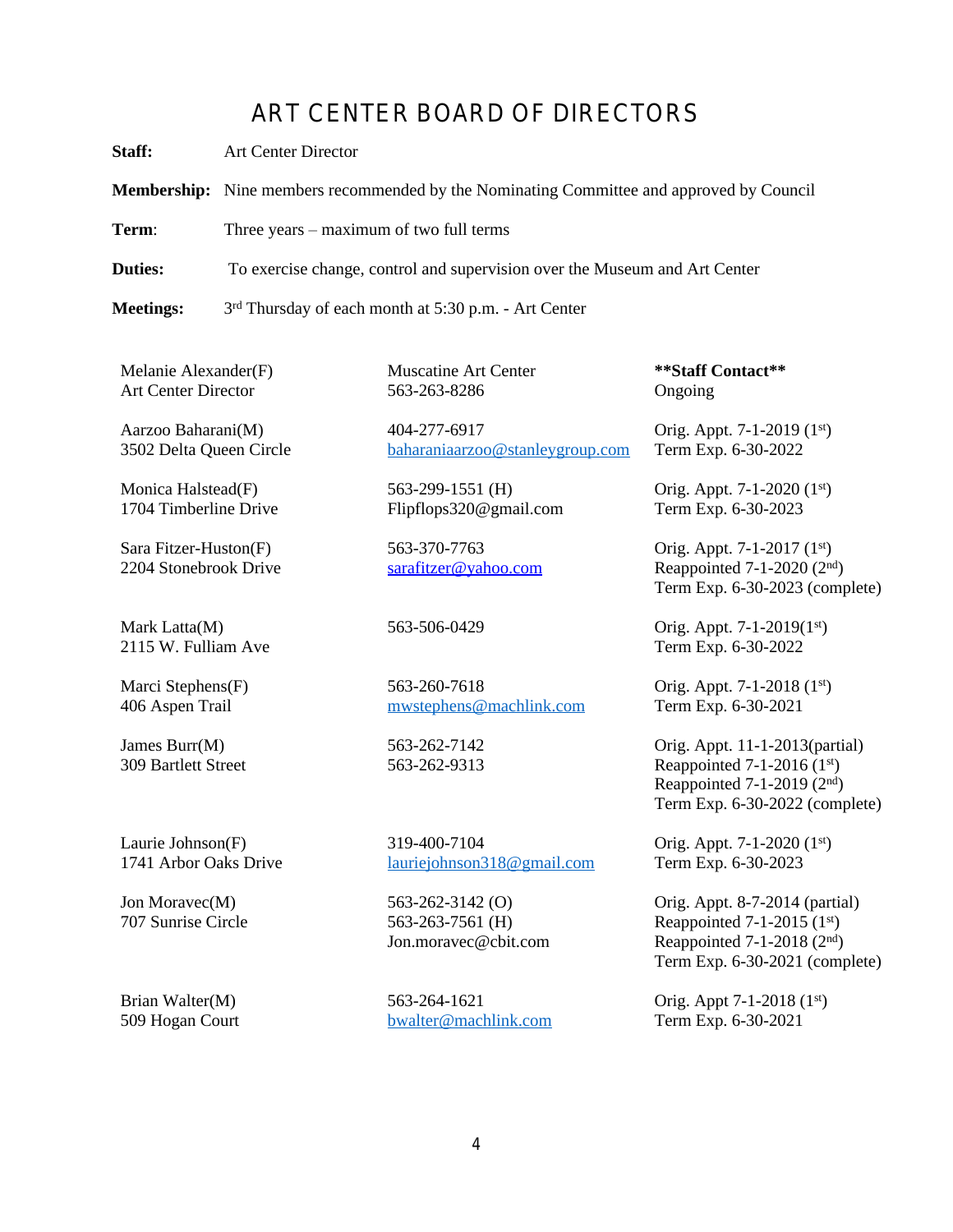# ART CENTER BOARD OF DIRECTORS

**Staff:** Art Center Director

**Membership:** Nine members recommended by the Nominating Committee and approved by Council

**Term:** Three years – maximum of two full terms

**Duties:** To exercise change, control and supervision over the Museum and Art Center

**Meetings:** 3rd Thursday of each month at 5:30 p.m. - Art Center

| | | |
|---|---|---|
| Melanie Alexander(F)<br>Art Center Director | Muscatine Art Center<br>563-263-8286 | **\*\*Staff Contact\*\***<br>Ongoing |
| Aarzoo Baharani(M)<br>3502 Delta Queen Circle | 404-277-6917<br>baharaniaarzoo@stanleygroup.com | Orig. Appt. 7-1-2019 (1st)<br>Term Exp. 6-30-2022 |
| Monica Halstead(F)<br>1704 Timberline Drive | 563-299-1551 (H)<br>Flipflops320@gmail.com | Orig. Appt. 7-1-2020 (1st)<br>Term Exp. 6-30-2023 |
| Sara Fitzer-Huston(F)<br>2204 Stonebrook Drive | 563-370-7763<br>sarafitzer@yahoo.com | Orig. Appt. 7-1-2017 (1st)<br>Reappointed 7-1-2020 (2nd)<br>Term Exp. 6-30-2023 (complete) |
| Mark Latta(M)<br>2115 W. Fulliam Ave | 563-506-0429 | Orig. Appt. 7-1-2019(1st)<br>Term Exp. 6-30-2022 |
| Marci Stephens(F)<br>406 Aspen Trail | 563-260-7618<br>mwstephens@machlink.com | Orig. Appt. 7-1-2018 (1st)<br>Term Exp. 6-30-2021 |
| James Burr(M)<br>309 Bartlett Street | 563-262-7142<br>563-262-9313 | Orig. Appt. 11-1-2013(partial)<br>Reappointed 7-1-2016 (1st)<br>Reappointed 7-1-2019 (2nd)<br>Term Exp. 6-30-2022 (complete) |
| Laurie Johnson(F)<br>1741 Arbor Oaks Drive | 319-400-7104<br>lauriejohnson318@gmail.com | Orig. Appt. 7-1-2020 (1st)<br>Term Exp. 6-30-2023 |
| Jon Moravec(M)<br>707 Sunrise Circle | 563-262-3142 (O)<br>563-263-7561 (H)<br>Jon.moravec@cbit.com | Orig. Appt. 8-7-2014 (partial)<br>Reappointed 7-1-2015 (1st)<br>Reappointed 7-1-2018 (2nd)<br>Term Exp. 6-30-2021 (complete) |
| Brian Walter(M)<br>509 Hogan Court | 563-264-1621<br>bwalter@machlink.com | Orig. Appt 7-1-2018 (1st)<br>Term Exp. 6-30-2021 |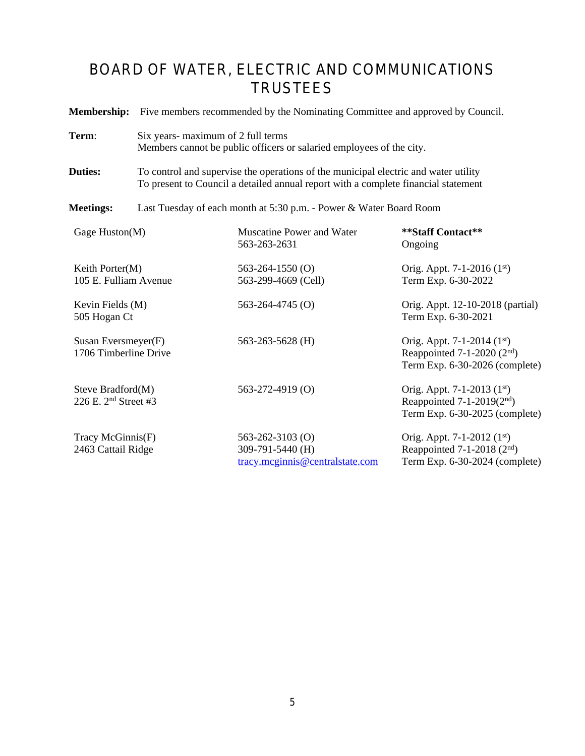# BOARD OF WATER, ELECTRIC AND COMMUNICATIONS TRUSTEES

**Membership:** Five members recommended by the Nominating Committee and approved by Council.

**Term**: Six years- maximum of 2 full terms
Members cannot be public officers or salaried employees of the city.

**Duties:** To control and supervise the operations of the municipal electric and water utility
To present to Council a detailed annual report with a complete financial statement

**Meetings:** Last Tuesday of each month at 5:30 p.m. - Power & Water Board Room

| | | |
|---|---|---|
| Gage Huston(M) | Muscatine Power and Water<br>563-263-2631 | **\*\*Staff Contact\*\***<br>Ongoing |
| Keith Porter(M)<br>105 E. Fulliam Avenue | 563-264-1550 (O)<br>563-299-4669 (Cell) | Orig. Appt. 7-1-2016 (1st)<br>Term Exp. 6-30-2022 |
| Kevin Fields (M)<br>505 Hogan Ct | 563-264-4745 (O) | Orig. Appt. 12-10-2018 (partial)<br>Term Exp. 6-30-2021 |
| Susan Eversmeyer(F)<br>1706 Timberline Drive | 563-263-5628 (H) | Orig. Appt. 7-1-2014 (1st)<br>Reappointed 7-1-2020 (2nd)<br>Term Exp. 6-30-2026 (complete) |
| Steve Bradford(M)<br>226 E. 2nd Street #3 | 563-272-4919 (O) | Orig. Appt. 7-1-2013 (1st)<br>Reappointed 7-1-2019(2nd)<br>Term Exp. 6-30-2025 (complete) |
| Tracy McGinnis(F)<br>2463 Cattail Ridge | 563-262-3103 (O)<br>309-791-5440 (H)<br>tracy.mcginnis@centralstate.com | Orig. Appt. 7-1-2012 (1st)<br>Reappointed 7-1-2018 (2nd)<br>Term Exp. 6-30-2024 (complete) |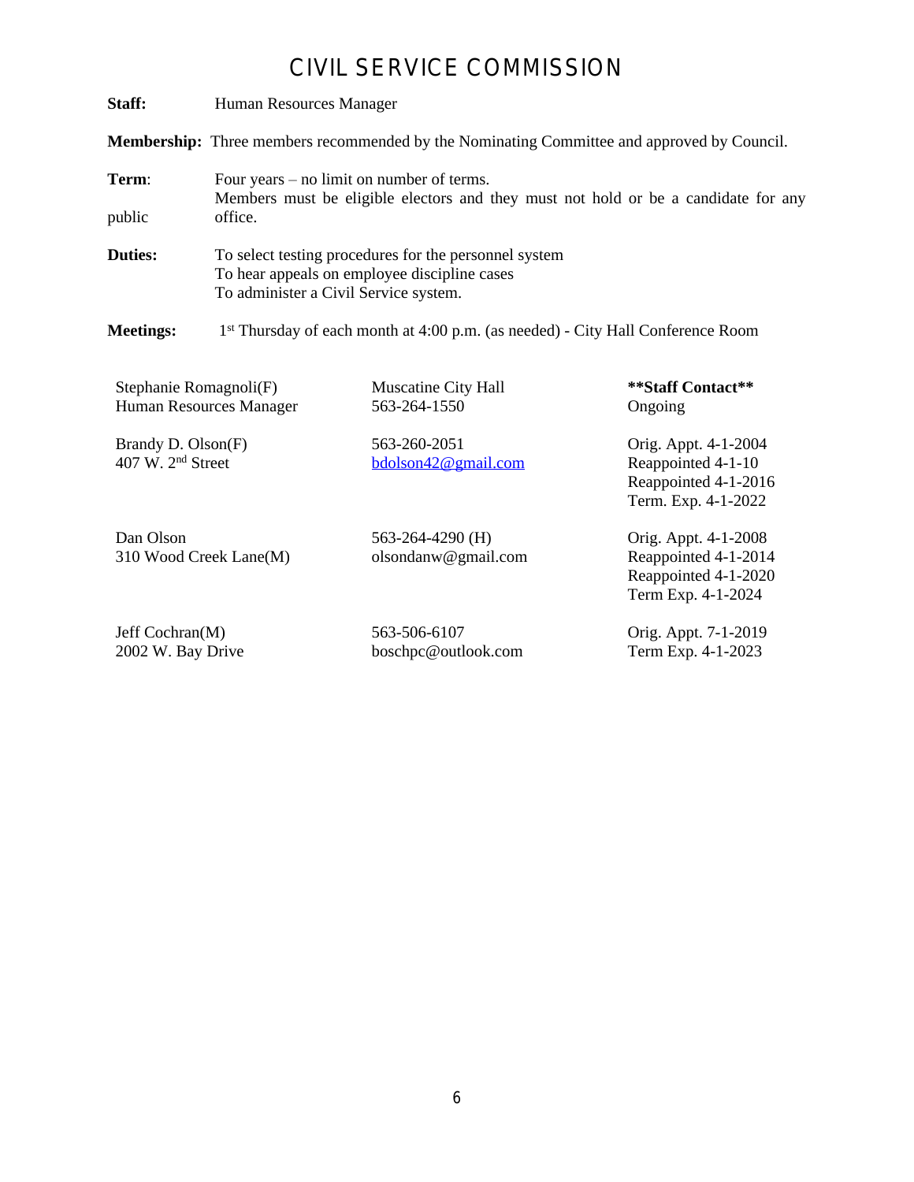# CIVIL SERVICE COMMISSION

**Staff:** Human Resources Manager

**Membership:** Three members recommended by the Nominating Committee and approved by Council.

**Term**: Four years – no limit on number of terms.
Members must be eligible electors and they must not hold or be a candidate for any public office.

**Duties:**
To select testing procedures for the personnel system
To hear appeals on employee discipline cases
To administer a Civil Service system.

**Meetings:** 1st Thursday of each month at 4:00 p.m. (as needed) - City Hall Conference Room

| | | |
|---|---|---|
| Stephanie Romagnoli(F)<br>Human Resources Manager | Muscatine City Hall<br>563-264-1550 | **\*\*Staff Contact\*\***<br>Ongoing |
| Brandy D. Olson(F)<br>407 W. 2nd Street | 563-260-2051<br>bdolson42@gmail.com | Orig. Appt. 4-1-2004<br>Reappointed 4-1-10<br>Reappointed 4-1-2016<br>Term. Exp. 4-1-2022 |
| Dan Olson<br>310 Wood Creek Lane(M) | 563-264-4290 (H)<br>olsondanw@gmail.com | Orig. Appt. 4-1-2008<br>Reappointed 4-1-2014<br>Reappointed 4-1-2020<br>Term Exp. 4-1-2024 |
| Jeff Cochran(M)<br>2002 W. Bay Drive | 563-506-6107<br>boschpc@outlook.com | Orig. Appt. 7-1-2019<br>Term Exp. 4-1-2023 |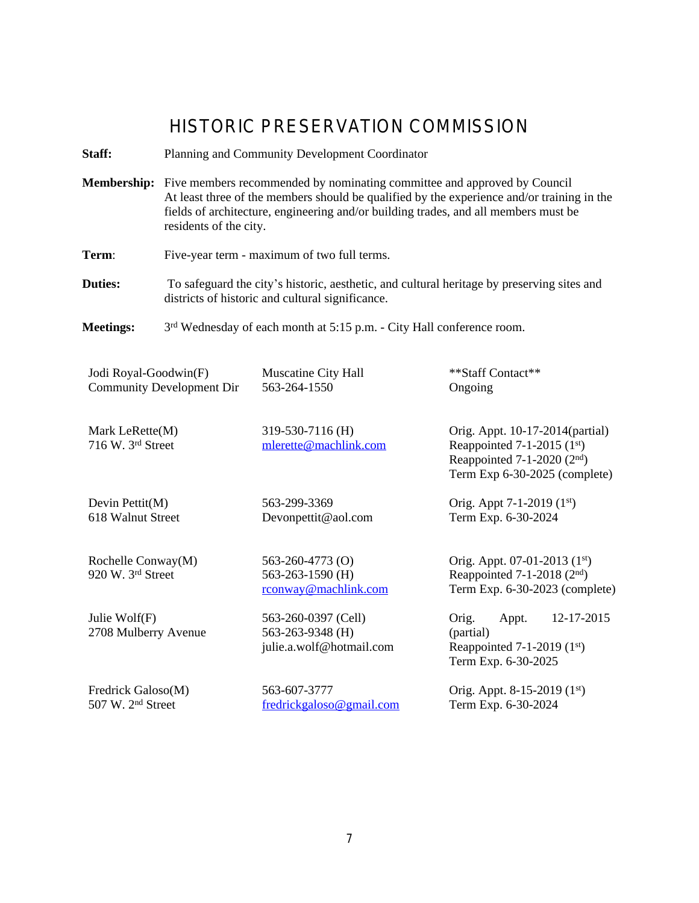# HISTORIC PRESERVATION COMMISSION

**Staff:** Planning and Community Development Coordinator

**Membership:** Five members recommended by nominating committee and approved by Council At least three of the members should be qualified by the experience and/or training in the fields of architecture, engineering and/or building trades, and all members must be residents of the city.

**Term:** Five-year term - maximum of two full terms.

**Duties:** To safeguard the city's historic, aesthetic, and cultural heritage by preserving sites and districts of historic and cultural significance.

**Meetings:** 3rd Wednesday of each month at 5:15 p.m. - City Hall conference room.

| Name / Address | Contact | Appointment |
|---|---|---|
| Jodi Royal-Goodwin(F)<br>Community Development Dir | Muscatine City Hall<br>563-264-1550 | \*\*Staff Contact\*\*<br>Ongoing |
| Mark LeRette(M)<br>716 W. 3rd Street | 319-530-7116 (H)<br>mlerette@machlink.com | Orig. Appt. 10-17-2014(partial)<br>Reappointed 7-1-2015 (1st)<br>Reappointed 7-1-2020 (2nd)<br>Term Exp 6-30-2025 (complete) |
| Devin Pettit(M)<br>618 Walnut Street | 563-299-3369<br>Devonpettit@aol.com | Orig. Appt 7-1-2019 (1st)<br>Term Exp. 6-30-2024 |
| Rochelle Conway(M)<br>920 W. 3rd Street | 563-260-4773 (O)<br>563-263-1590 (H)<br>rconway@machlink.com | Orig. Appt. 07-01-2013 (1st)<br>Reappointed 7-1-2018 (2nd)<br>Term Exp. 6-30-2023 (complete) |
| Julie Wolf(F)<br>2708 Mulberry Avenue | 563-260-0397 (Cell)<br>563-263-9348 (H)<br>julie.a.wolf@hotmail.com | Orig. Appt. 12-17-2015 (partial)<br>Reappointed 7-1-2019 (1st)<br>Term Exp. 6-30-2025 |
| Fredrick Galoso(M)<br>507 W. 2nd Street | 563-607-3777<br>fredrickgaloso@gmail.com | Orig. Appt. 8-15-2019 (1st)<br>Term Exp. 6-30-2024 |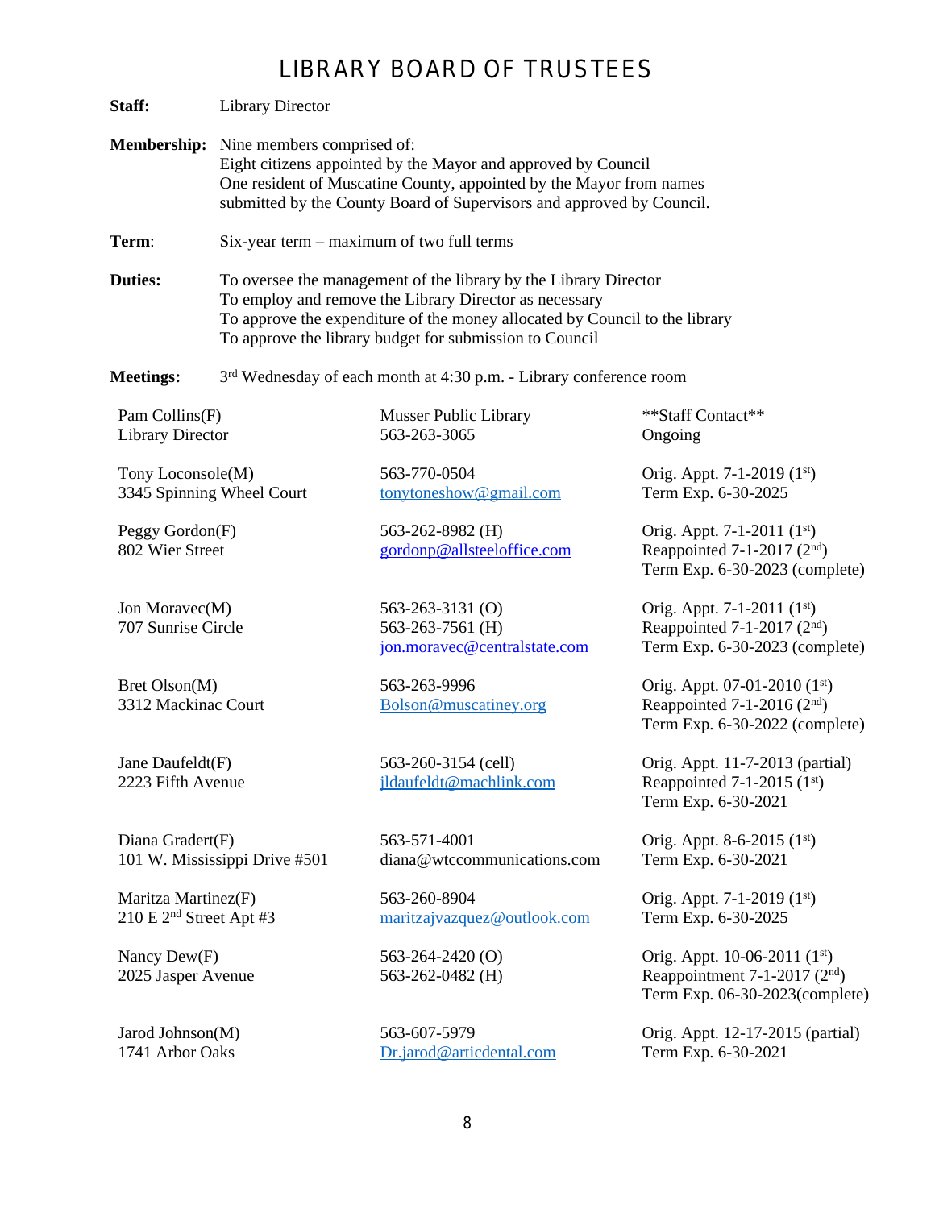# LIBRARY BOARD OF TRUSTEES

**Staff:** Library Director

**Membership:** Nine members comprised of:
Eight citizens appointed by the Mayor and approved by Council
One resident of Muscatine County, appointed by the Mayor from names submitted by the County Board of Supervisors and approved by Council.

**Term**: Six-year term – maximum of two full terms

**Duties:**
To oversee the management of the library by the Library Director
To employ and remove the Library Director as necessary
To approve the expenditure of the money allocated by Council to the library
To approve the library budget for submission to Council

**Meetings:** 3rd Wednesday of each month at 4:30 p.m. - Library conference room

| Name / Address | Contact | Term |
|---|---|---|
| Pam Collins(F)<br>Library Director | Musser Public Library<br>563-263-3065 | \*\*Staff Contact\*\*<br>Ongoing |
| Tony Loconsole(M)<br>3345 Spinning Wheel Court | 563-770-0504<br>tonytoneshow@gmail.com | Orig. Appt. 7-1-2019 (1st)<br>Term Exp. 6-30-2025 |
| Peggy Gordon(F)<br>802 Wier Street | 563-262-8982 (H)<br>gordonp@allsteeloffice.com | Orig. Appt. 7-1-2011 (1st)<br>Reappointed 7-1-2017 (2nd)<br>Term Exp. 6-30-2023 (complete) |
| Jon Moravec(M)<br>707 Sunrise Circle | 563-263-3131 (O)<br>563-263-7561 (H)<br>jon.moravec@centralstate.com | Orig. Appt. 7-1-2011 (1st)<br>Reappointed 7-1-2017 (2nd)<br>Term Exp. 6-30-2023 (complete) |
| Bret Olson(M)<br>3312 Mackinac Court | 563-263-9996<br>Bolson@muscatiney.org | Orig. Appt. 07-01-2010 (1st)<br>Reappointed 7-1-2016 (2nd)<br>Term Exp. 6-30-2022 (complete) |
| Jane Daufeldt(F)<br>2223 Fifth Avenue | 563-260-3154 (cell)<br>jldaufeldt@machlink.com | Orig. Appt. 11-7-2013 (partial)<br>Reappointed 7-1-2015 (1st)<br>Term Exp. 6-30-2021 |
| Diana Gradert(F)<br>101 W. Mississippi Drive #501 | 563-571-4001<br>diana@wtccommunications.com | Orig. Appt. 8-6-2015 (1st)<br>Term Exp. 6-30-2021 |
| Maritza Martinez(F)<br>210 E 2nd Street Apt #3 | 563-260-8904<br>maritzajvazquez@outlook.com | Orig. Appt. 7-1-2019 (1st)<br>Term Exp. 6-30-2025 |
| Nancy Dew(F)<br>2025 Jasper Avenue | 563-264-2420 (O)<br>563-262-0482 (H) | Orig. Appt. 10-06-2011 (1st)<br>Reappointment 7-1-2017 (2nd)<br>Term Exp. 06-30-2023(complete) |
| Jarod Johnson(M)<br>1741 Arbor Oaks | 563-607-5979<br>Dr.jarod@articdental.com | Orig. Appt. 12-17-2015 (partial)<br>Term Exp. 6-30-2021 |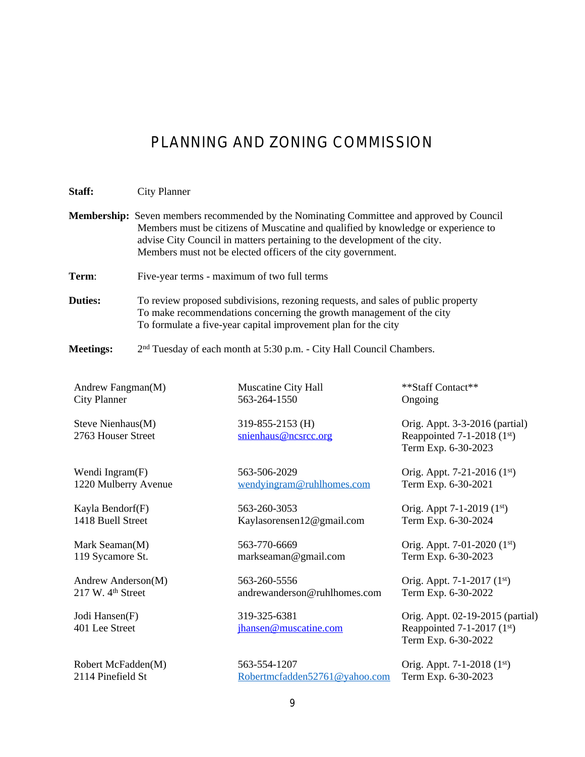# PLANNING AND ZONING COMMISSION

**Staff:** City Planner

**Membership:** Seven members recommended by the Nominating Committee and approved by Council
Members must be citizens of Muscatine and qualified by knowledge or experience to advise City Council in matters pertaining to the development of the city.
Members must not be elected officers of the city government.

**Term:** Five-year terms - maximum of two full terms

**Duties:** To review proposed subdivisions, rezoning requests, and sales of public property
To make recommendations concerning the growth management of the city
To formulate a five-year capital improvement plan for the city

**Meetings:** 2nd Tuesday of each month at 5:30 p.m. - City Hall Council Chambers.

| | | |
|---|---|---|
| Andrew Fangman(M)<br>City Planner | Muscatine City Hall<br>563-264-1550 | \*\*Staff Contact\*\*<br>Ongoing |
| Steve Nienhaus(M)<br>2763 Houser Street | 319-855-2153 (H)<br>snienhaus@ncsrcc.org | Orig. Appt. 3-3-2016 (partial)<br>Reappointed 7-1-2018 (1st)<br>Term Exp. 6-30-2023 |
| Wendi Ingram(F)<br>1220 Mulberry Avenue | 563-506-2029<br>wendyingram@ruhlhomes.com | Orig. Appt. 7-21-2016 (1st)<br>Term Exp. 6-30-2021 |
| Kayla Bendorf(F)<br>1418 Buell Street | 563-260-3053<br>Kaylasorensen12@gmail.com | Orig. Appt 7-1-2019 (1st)<br>Term Exp. 6-30-2024 |
| Mark Seaman(M)<br>119 Sycamore St. | 563-770-6669<br>markseaman@gmail.com | Orig. Appt. 7-01-2020 (1st)<br>Term Exp. 6-30-2023 |
| Andrew Anderson(M)<br>217 W. 4th Street | 563-260-5556<br>andrewanderson@ruhlhomes.com | Orig. Appt. 7-1-2017 (1st)<br>Term Exp. 6-30-2022 |
| Jodi Hansen(F)<br>401 Lee Street | 319-325-6381<br>jhansen@muscatine.com | Orig. Appt. 02-19-2015 (partial)<br>Reappointed 7-1-2017 (1st)<br>Term Exp. 6-30-2022 |
| Robert McFadden(M)<br>2114 Pinefield St | 563-554-1207<br>Robertmcfadden52761@yahoo.com | Orig. Appt. 7-1-2018 (1st)<br>Term Exp. 6-30-2023 |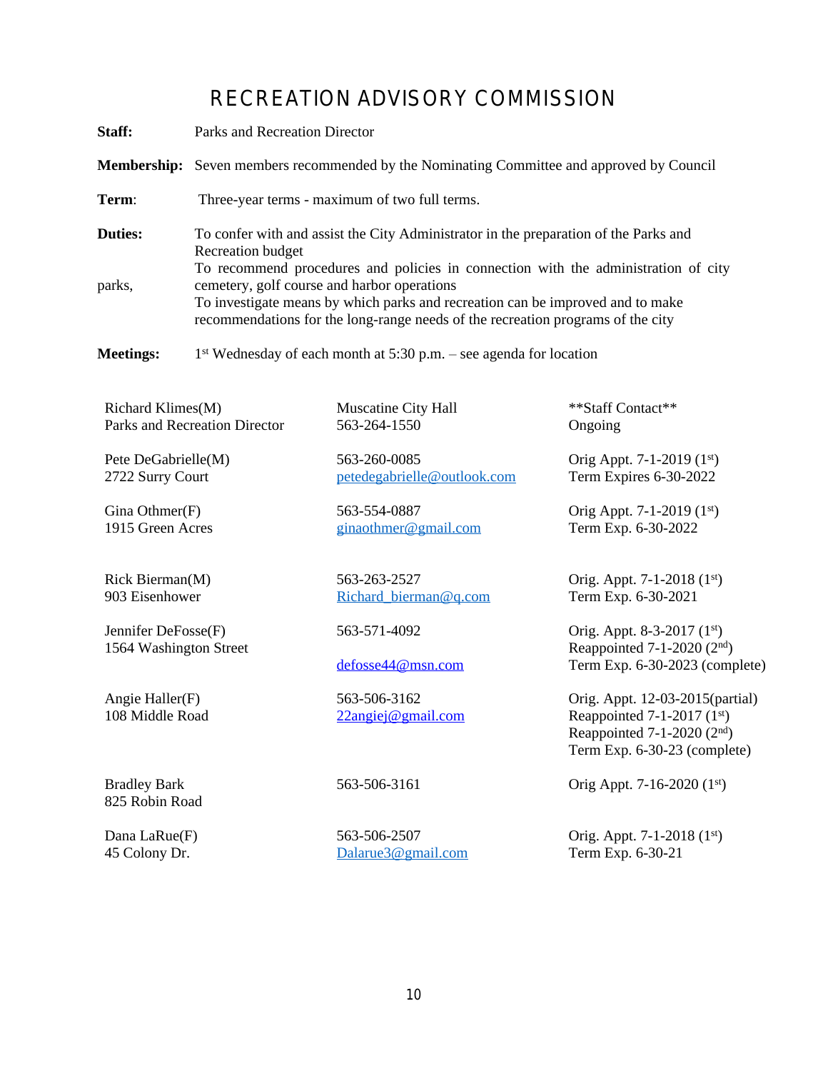# RECREATION ADVISORY COMMISSION

**Staff:** Parks and Recreation Director

**Membership:** Seven members recommended by the Nominating Committee and approved by Council

**Term:** Three-year terms - maximum of two full terms.

**Duties:** To confer with and assist the City Administrator in the preparation of the Parks and Recreation budget
To recommend procedures and policies in connection with the administration of city parks, cemetery, golf course and harbor operations
To investigate means by which parks and recreation can be improved and to make recommendations for the long-range needs of the recreation programs of the city

**Meetings:** 1st Wednesday of each month at 5:30 p.m. – see agenda for location

| Name / Address | Contact | Appointment |
|---|---|---|
| Richard Klimes(M)<br>Parks and Recreation Director | Muscatine City Hall<br>563-264-1550 | **Staff Contact**<br>Ongoing |
| Pete DeGabrielle(M)<br>2722 Surry Court | 563-260-0085<br>petedegabrielle@outlook.com | Orig Appt. 7-1-2019 (1st)<br>Term Expires 6-30-2022 |
| Gina Othmer(F)<br>1915 Green Acres | 563-554-0887<br>ginaothmer@gmail.com | Orig Appt. 7-1-2019 (1st)<br>Term Exp. 6-30-2022 |
| Rick Bierman(M)<br>903 Eisenhower | 563-263-2527<br>Richard_bierman@q.com | Orig. Appt. 7-1-2018 (1st)<br>Term Exp. 6-30-2021 |
| Jennifer DeFosse(F)<br>1564 Washington Street | 563-571-4092<br>defosse44@msn.com | Orig. Appt. 8-3-2017 (1st)<br>Reappointed 7-1-2020 (2nd)<br>Term Exp. 6-30-2023 (complete) |
| Angie Haller(F)<br>108 Middle Road | 563-506-3162<br>22angiej@gmail.com | Orig. Appt. 12-03-2015(partial)<br>Reappointed 7-1-2017 (1st)<br>Reappointed 7-1-2020 (2nd)<br>Term Exp. 6-30-23 (complete) |
| Bradley Bark<br>825 Robin Road | 563-506-3161 | Orig Appt. 7-16-2020 (1st) |
| Dana LaRue(F)<br>45 Colony Dr. | 563-506-2507<br>Dalarue3@gmail.com | Orig. Appt. 7-1-2018 (1st)<br>Term Exp. 6-30-21 |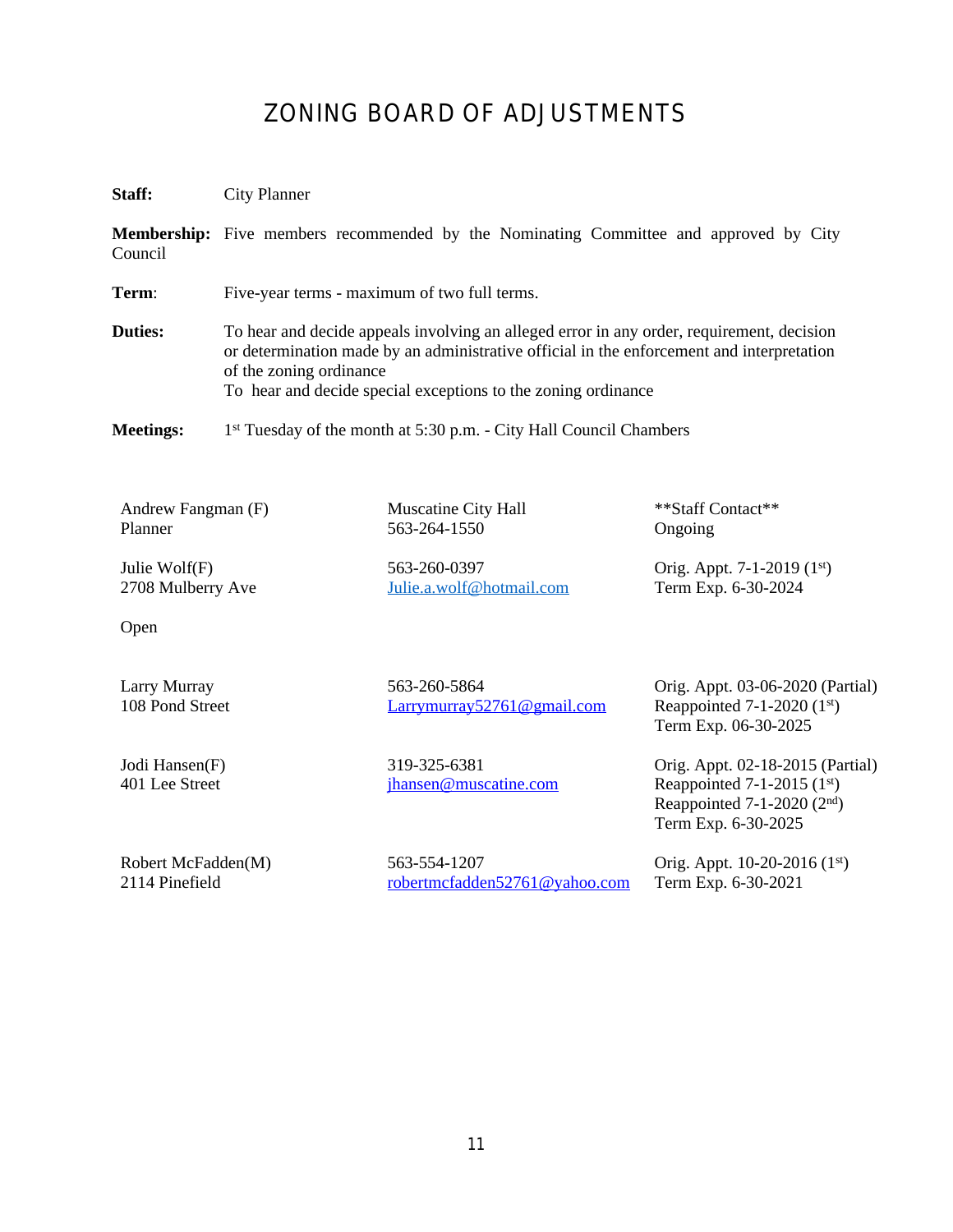# ZONING BOARD OF ADJUSTMENTS

**Staff:** City Planner

**Membership:** Five members recommended by the Nominating Committee and approved by City Council

**Term**: Five-year terms - maximum of two full terms.

**Duties:** To hear and decide appeals involving an alleged error in any order, requirement, decision or determination made by an administrative official in the enforcement and interpretation of the zoning ordinance
To hear and decide special exceptions to the zoning ordinance

**Meetings:** 1st Tuesday of the month at 5:30 p.m. - City Hall Council Chambers

| | | |
|---|---|---|
| Andrew Fangman (F)<br>Planner | Muscatine City Hall<br>563-264-1550 | **Staff Contact**<br>Ongoing |
| Julie Wolf(F)<br>2708 Mulberry Ave | 563-260-0397<br>Julie.a.wolf@hotmail.com | Orig. Appt. 7-1-2019 (1st)<br>Term Exp. 6-30-2024 |
| Open | | |
| Larry Murray<br>108 Pond Street | 563-260-5864<br>Larrymurray52761@gmail.com | Orig. Appt. 03-06-2020 (Partial)<br>Reappointed 7-1-2020 (1st)<br>Term Exp. 06-30-2025 |
| Jodi Hansen(F)<br>401 Lee Street | 319-325-6381<br>jhansen@muscatine.com | Orig. Appt. 02-18-2015 (Partial)<br>Reappointed 7-1-2015 (1st)<br>Reappointed 7-1-2020 (2nd)<br>Term Exp. 6-30-2025 |
| Robert McFadden(M)<br>2114 Pinefield | 563-554-1207<br>robertmcfadden52761@yahoo.com | Orig. Appt. 10-20-2016 (1st)<br>Term Exp. 6-30-2021 |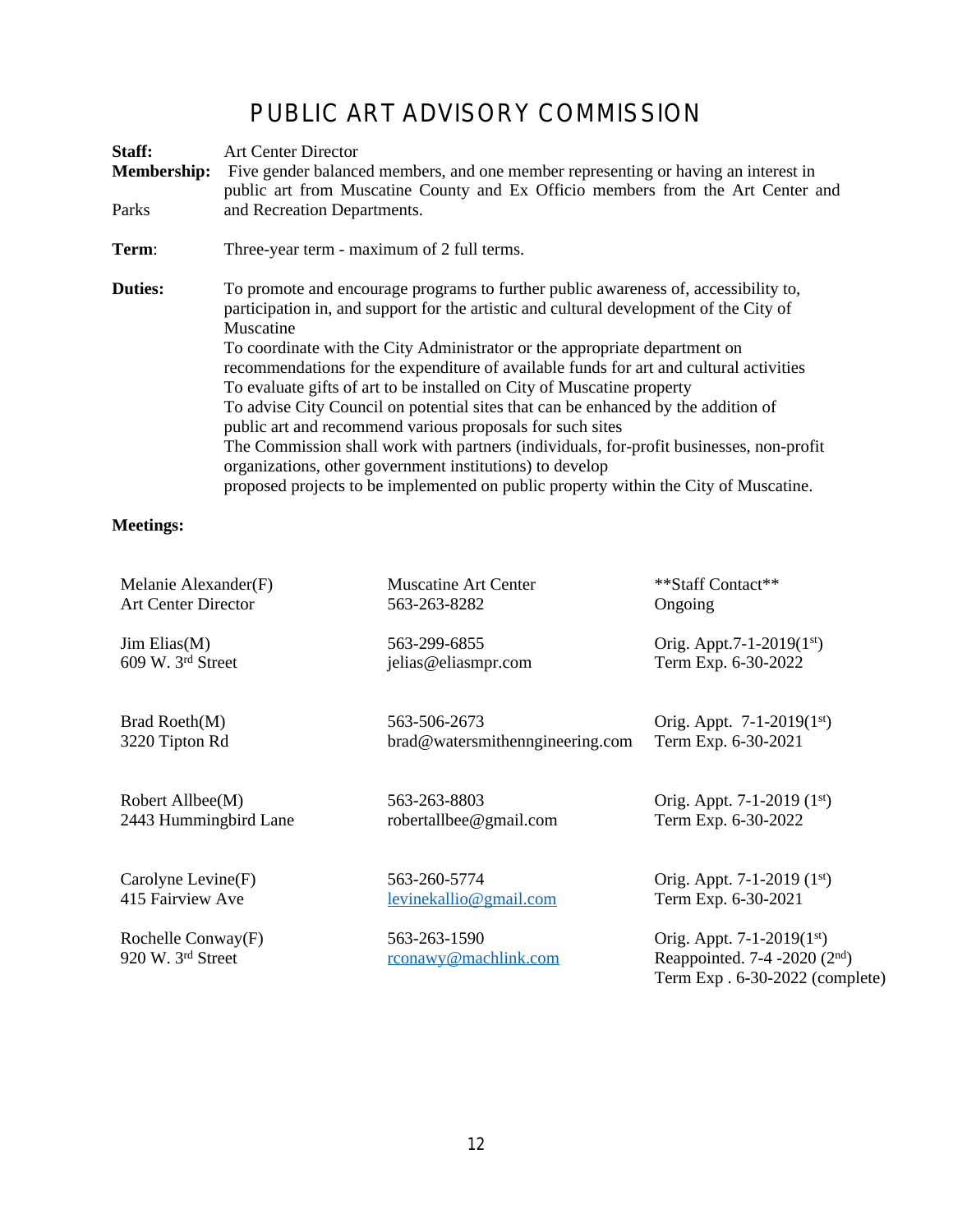# PUBLIC ART ADVISORY COMMISSION

**Staff:** Art Center Director

**Membership:** Five gender balanced members, and one member representing or having an interest in public art from Muscatine County and Ex Officio members from the Art Center and Parks and Recreation Departments.

**Term**: Three-year term - maximum of 2 full terms.

**Duties:** To promote and encourage programs to further public awareness of, accessibility to, participation in, and support for the artistic and cultural development of the City of Muscatine
To coordinate with the City Administrator or the appropriate department on recommendations for the expenditure of available funds for art and cultural activities
To evaluate gifts of art to be installed on City of Muscatine property
To advise City Council on potential sites that can be enhanced by the addition of public art and recommend various proposals for such sites
The Commission shall work with partners (individuals, for-profit businesses, non-profit organizations, other government institutions) to develop
proposed projects to be implemented on public property within the City of Muscatine.

**Meetings:**

| | | |
|---|---|---|
| Melanie Alexander(F)<br>Art Center Director | Muscatine Art Center<br>563-263-8282 | \*\*Staff Contact\*\*<br>Ongoing |
| Jim Elias(M)<br>609 W. 3rd Street | 563-299-6855<br>jelias@eliasmpr.com | Orig. Appt.7-1-2019(1st)<br>Term Exp. 6-30-2022 |
| Brad Roeth(M)<br>3220 Tipton Rd | 563-506-2673<br>brad@watersmithenngineering.com | Orig. Appt. 7-1-2019(1st)<br>Term Exp. 6-30-2021 |
| Robert Allbee(M)<br>2443 Hummingbird Lane | 563-263-8803<br>robertallbee@gmail.com | Orig. Appt. 7-1-2019 (1st)<br>Term Exp. 6-30-2022 |
| Carolyne Levine(F)<br>415 Fairview Ave | 563-260-5774<br>levinekallio@gmail.com | Orig. Appt. 7-1-2019 (1st)<br>Term Exp. 6-30-2021 |
| Rochelle Conway(F)<br>920 W. 3rd Street | 563-263-1590<br>rconawy@machlink.com | Orig. Appt. 7-1-2019(1st)<br>Reappointed. 7-4 -2020 (2nd)<br>Term Exp . 6-30-2022 (complete) |